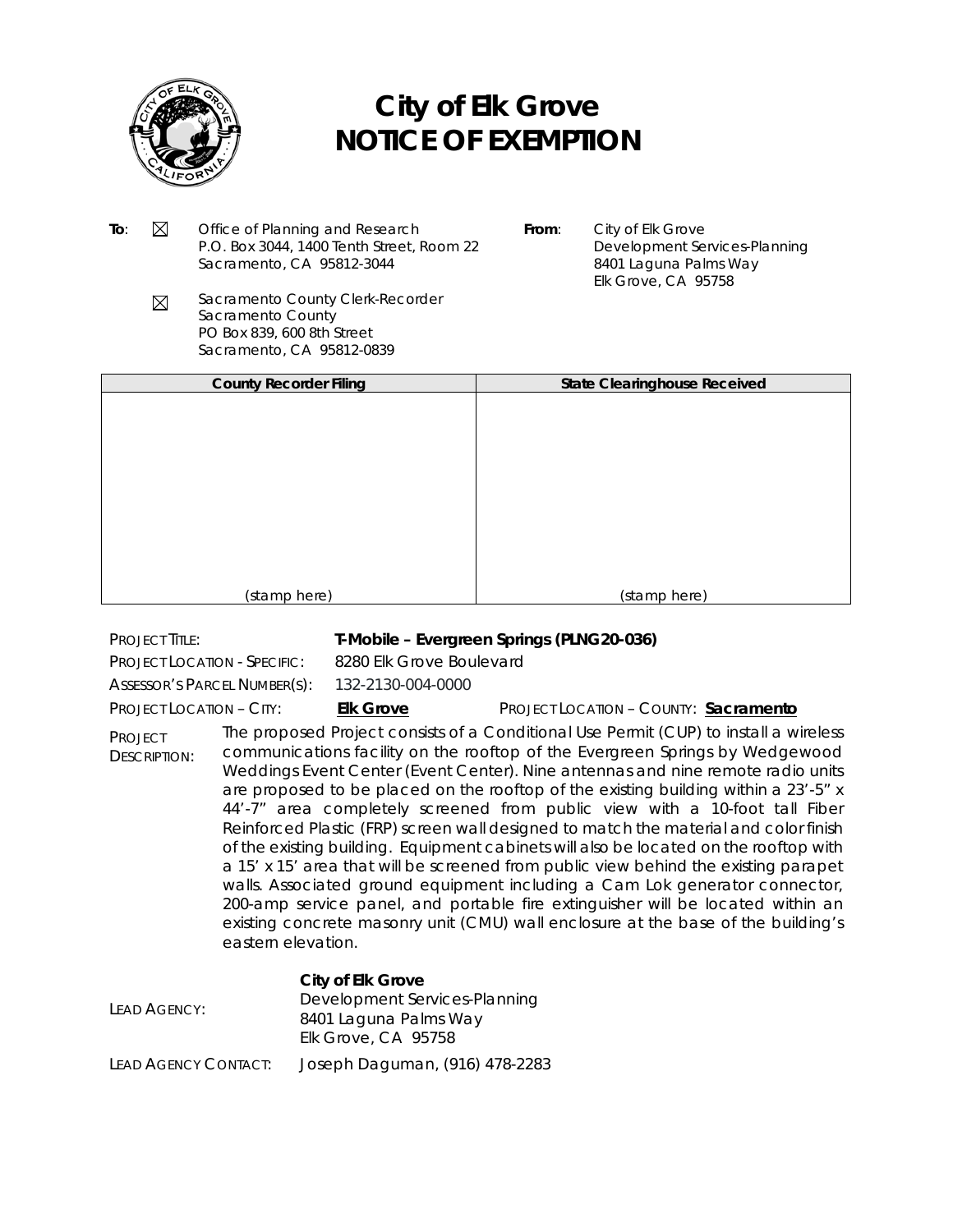# City of Elk Grove
# NOTICE OF EXEMPTION

**To**: ☒ Office of Planning and Research
P.O. Box 3044, 1400 Tenth Street, Room 22
Sacramento, CA 95812-3044

☒ Sacramento County Clerk-Recorder
Sacramento County
PO Box 839, 600 8th Street
Sacramento, CA 95812-0839

**From**: City of Elk Grove
Development Services-Planning
8401 Laguna Palms Way
Elk Grove, CA 95758

| County Recorder Filing | State Clearinghouse Received |
| --- | --- |
| (stamp here) | (stamp here) |

PROJECT TITLE: **T-Mobile – Evergreen Springs (PLNG20-036)**

PROJECT LOCATION - SPECIFIC: 8280 Elk Grove Boulevard

ASSESSOR'S PARCEL NUMBER(S): 132-2130-004-0000

PROJECT LOCATION – CITY: **Elk Grove** PROJECT LOCATION – COUNTY: **Sacramento**

PROJECT DESCRIPTION: The proposed Project consists of a Conditional Use Permit (CUP) to install a wireless communications facility on the rooftop of the Evergreen Springs by Wedgewood Weddings Event Center (Event Center). Nine antennas and nine remote radio units are proposed to be placed on the rooftop of the existing building within a 23'-5" x 44'-7" area completely screened from public view with a 10-foot tall Fiber Reinforced Plastic (FRP) screen wall designed to match the material and color finish of the existing building. Equipment cabinets will also be located on the rooftop with a 15' x 15' area that will be screened from public view behind the existing parapet walls. Associated ground equipment including a Cam Lok generator connector, 200-amp service panel, and portable fire extinguisher will be located within an existing concrete masonry unit (CMU) wall enclosure at the base of the building's eastern elevation.

LEAD AGENCY: **City of Elk Grove**
Development Services-Planning
8401 Laguna Palms Way
Elk Grove, CA 95758

LEAD AGENCY CONTACT: Joseph Daguman, (916) 478-2283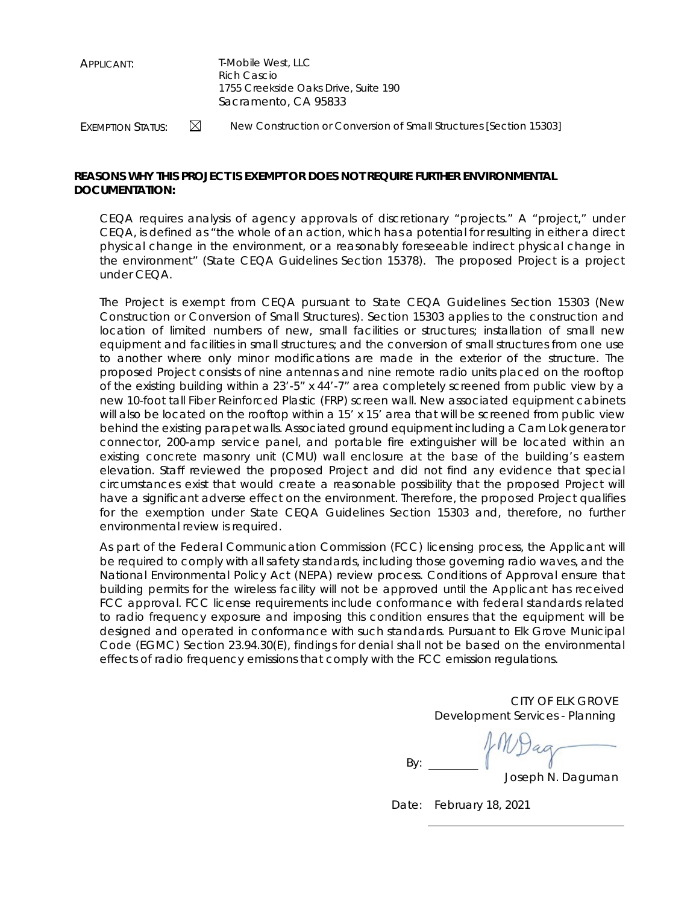APPLICANT: T-Mobile West, LLC
Rich Cascio
1755 Creekside Oaks Drive, Suite 190
Sacramento, CA 95833

EXEMPTION STATUS: ☒ New Construction or Conversion of Small Structures [Section 15303]

**REASONS WHY THIS PROJECT IS EXEMPT OR DOES NOT REQUIRE FURTHER ENVIRONMENTAL DOCUMENTATION:**

CEQA requires analysis of agency approvals of discretionary "projects." A "project," under CEQA, is defined as "the whole of an action, which has a potential for resulting in either a direct physical change in the environment, or a reasonably foreseeable indirect physical change in the environment" (State CEQA Guidelines Section 15378). The proposed Project is a project under CEQA.

The Project is exempt from CEQA pursuant to State CEQA Guidelines Section 15303 (New Construction or Conversion of Small Structures). Section 15303 applies to the construction and location of limited numbers of new, small facilities or structures; installation of small new equipment and facilities in small structures; and the conversion of small structures from one use to another where only minor modifications are made in the exterior of the structure. The proposed Project consists of nine antennas and nine remote radio units placed on the rooftop of the existing building within a 23'-5" x 44'-7" area completely screened from public view by a new 10-foot tall Fiber Reinforced Plastic (FRP) screen wall. New associated equipment cabinets will also be located on the rooftop within a 15' x 15' area that will be screened from public view behind the existing parapet walls. Associated ground equipment including a Cam Lok generator connector, 200-amp service panel, and portable fire extinguisher will be located within an existing concrete masonry unit (CMU) wall enclosure at the base of the building's eastern elevation. Staff reviewed the proposed Project and did not find any evidence that special circumstances exist that would create a reasonable possibility that the proposed Project will have a significant adverse effect on the environment. Therefore, the proposed Project qualifies for the exemption under State CEQA Guidelines Section 15303 and, therefore, no further environmental review is required.

As part of the Federal Communication Commission (FCC) licensing process, the Applicant will be required to comply with all safety standards, including those governing radio waves, and the National Environmental Policy Act (NEPA) review process. Conditions of Approval ensure that building permits for the wireless facility will not be approved until the Applicant has received FCC approval. FCC license requirements include conformance with federal standards related to radio frequency exposure and imposing this condition ensures that the equipment will be designed and operated in conformance with such standards. Pursuant to Elk Grove Municipal Code (EGMC) Section 23.94.30(E), findings for denial shall not be based on the environmental effects of radio frequency emissions that comply with the FCC emission regulations.

CITY OF ELK GROVE
Development Services - Planning

By: ____________
Joseph N. Daguman

Date: February 18, 2021